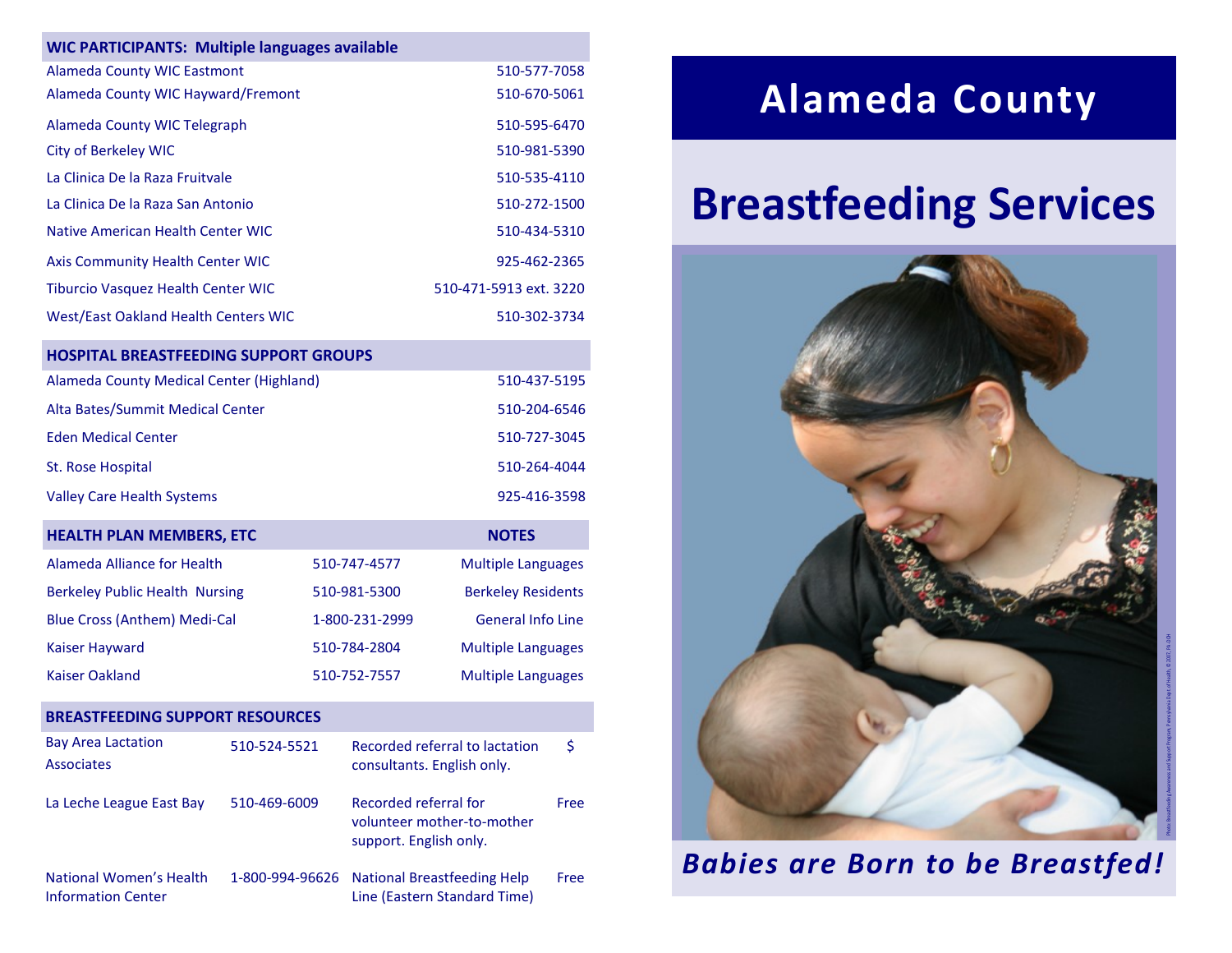| WIC PARTICIPANTS: Multiple languages available | |
|---|---|
| Alameda County WIC Eastmont | 510-577-7058 |
| Alameda County WIC Hayward/Fremont | 510-670-5061 |
| Alameda County WIC Telegraph | 510-595-6470 |
| City of Berkeley WIC | 510-981-5390 |
| La Clinica De la Raza Fruitvale | 510-535-4110 |
| La Clinica De la Raza San Antonio | 510-272-1500 |
| Native American Health Center WIC | 510-434-5310 |
| Axis Community Health Center WIC | 925-462-2365 |
| Tiburcio Vasquez Health Center WIC | 510-471-5913 ext. 3220 |
| West/East Oakland Health Centers WIC | 510-302-3734 |

| HOSPITAL BREASTFEEDING SUPPORT GROUPS | |
|---|---|
| Alameda County Medical Center (Highland) | 510-437-5195 |
| Alta Bates/Summit Medical Center | 510-204-6546 |
| Eden Medical Center | 510-727-3045 |
| St. Rose Hospital | 510-264-4044 |
| Valley Care Health Systems | 925-416-3598 |

| HEALTH PLAN MEMBERS, ETC | | NOTES |
|---|---|---|
| Alameda Alliance for Health | 510-747-4577 | Multiple Languages |
| Berkeley Public Health Nursing | 510-981-5300 | Berkeley Residents |
| Blue Cross (Anthem) Medi-Cal | 1-800-231-2999 | General Info Line |
| Kaiser Hayward | 510-784-2804 | Multiple Languages |
| Kaiser Oakland | 510-752-7557 | Multiple Languages |

| BREASTFEEDING SUPPORT RESOURCES | | | |
|---|---|---|---|
| Bay Area Lactation Associates | 510-524-5521 | Recorded referral to lactation consultants. English only. | $ |
| La Leche League East Bay | 510-469-6009 | Recorded referral for volunteer mother-to-mother support. English only. | Free |
| National Women's Health Information Center | 1-800-994-96626 | National Breastfeeding Help Line (Eastern Standard Time) | Free |

# Alameda County

# Breastfeeding Services

***Babies are Born to be Breastfed!***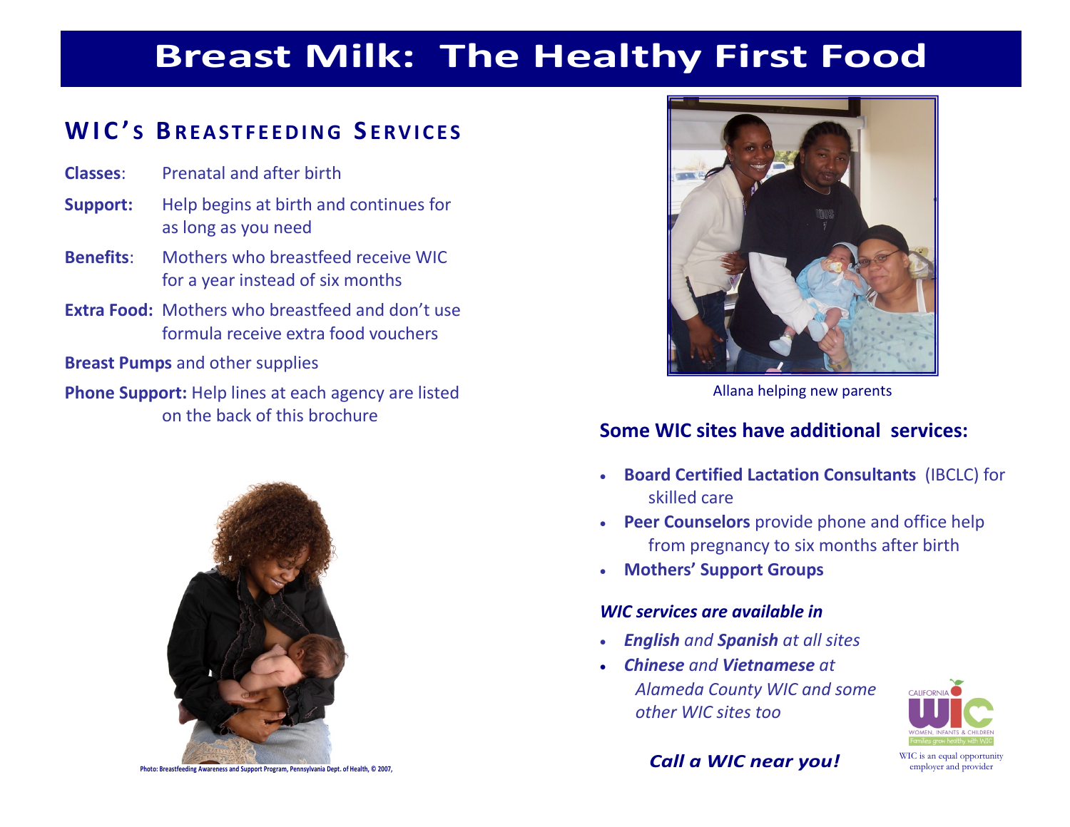# Breast Milk: The Healthy First Food

## WIC's Breastfeeding Services

**Classes**: Prenatal and after birth

**Support:** Help begins at birth and continues for as long as you need

**Benefits**: Mothers who breastfeed receive WIC for a year instead of six months

**Extra Food:** Mothers who breastfeed and don't use formula receive extra food vouchers

**Breast Pumps** and other supplies

**Phone Support:** Help lines at each agency are listed on the back of this brochure

Photo: Breastfeeding Awareness and Support Program, Pennsylvania Dept. of Health, © 2007,

Allana helping new parents

### Some WIC sites have additional services:

- **Board Certified Lactation Consultants** (IBCLC) for skilled care
- **Peer Counselors** provide phone and office help from pregnancy to six months after birth
- **Mothers' Support Groups**

***WIC services are available in***

- ***English*** *and* ***Spanish*** *at all sites*
- ***Chinese*** *and* ***Vietnamese*** *at Alameda County WIC and some other WIC sites too*

***Call a WIC near you!***

CALIFORNIA WIC
WOMEN, INFANTS & CHILDREN
Families grow healthy with WIC

WIC is an equal opportunity employer and provider